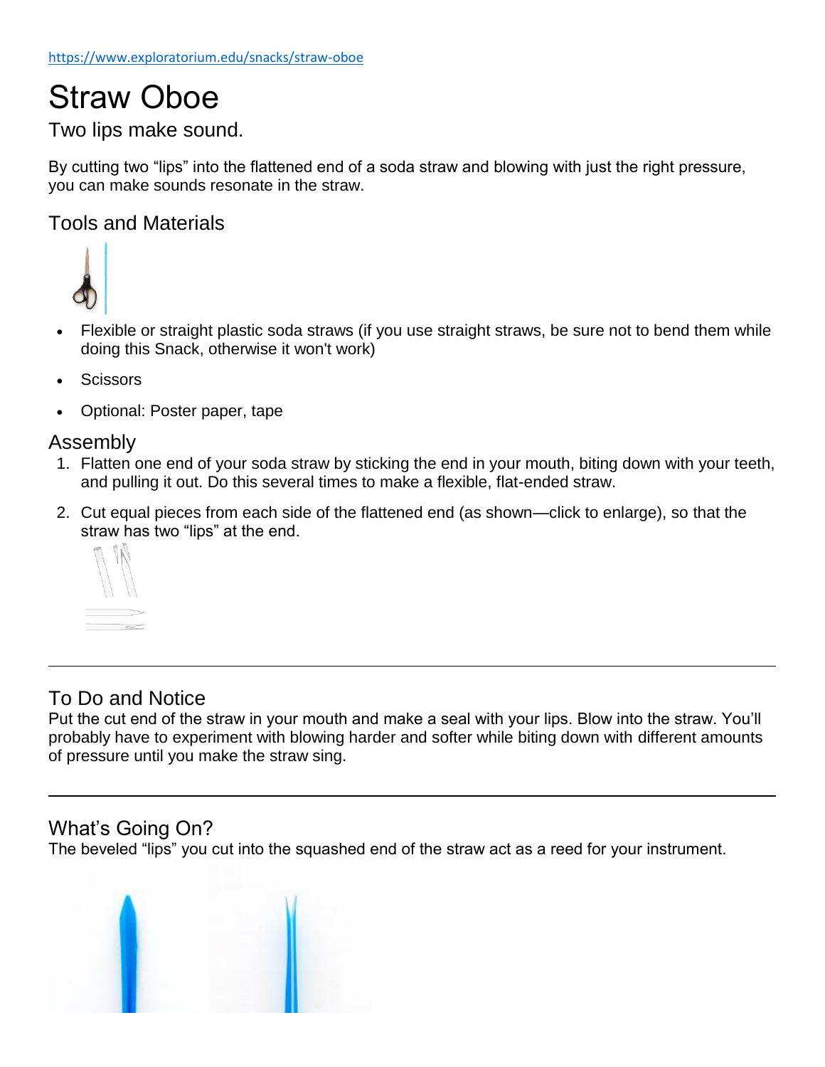https://www.exploratorium.edu/snacks/straw-oboe

# Straw Oboe

Two lips make sound.

By cutting two "lips" into the flattened end of a soda straw and blowing with just the right pressure, you can make sounds resonate in the straw.

## Tools and Materials

- Flexible or straight plastic soda straws (if you use straight straws, be sure not to bend them while doing this Snack, otherwise it won't work)
- Scissors
- Optional: Poster paper, tape

## Assembly

1. Flatten one end of your soda straw by sticking the end in your mouth, biting down with your teeth, and pulling it out. Do this several times to make a flexible, flat-ended straw.
2. Cut equal pieces from each side of the flattened end (as shown—click to enlarge), so that the straw has two "lips" at the end.

---

## To Do and Notice

Put the cut end of the straw in your mouth and make a seal with your lips. Blow into the straw. You'll probably have to experiment with blowing harder and softer while biting down with different amounts of pressure until you make the straw sing.

---

## What's Going On?

The beveled "lips" you cut into the squashed end of the straw act as a reed for your instrument.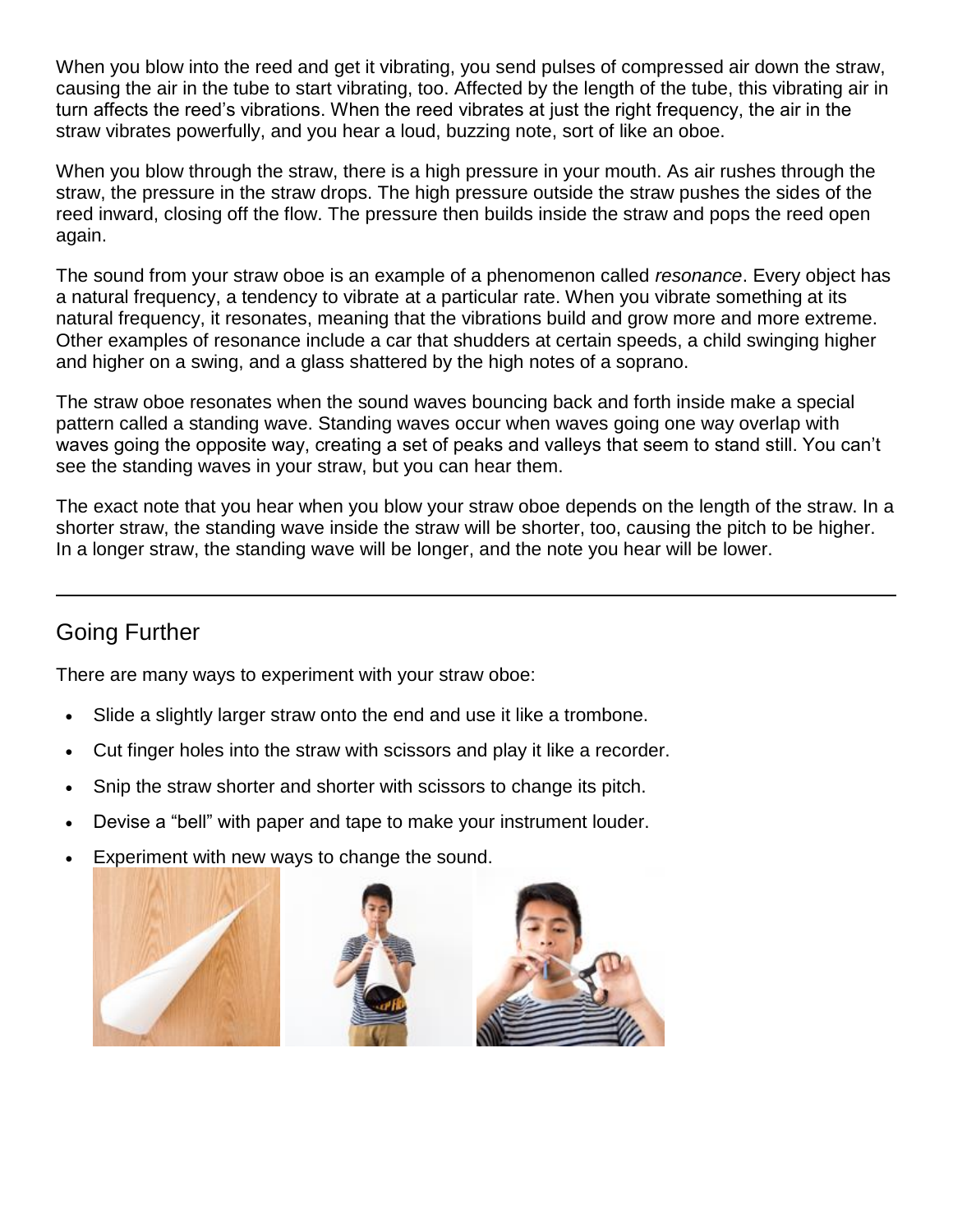When you blow into the reed and get it vibrating, you send pulses of compressed air down the straw, causing the air in the tube to start vibrating, too. Affected by the length of the tube, this vibrating air in turn affects the reed's vibrations. When the reed vibrates at just the right frequency, the air in the straw vibrates powerfully, and you hear a loud, buzzing note, sort of like an oboe.

When you blow through the straw, there is a high pressure in your mouth. As air rushes through the straw, the pressure in the straw drops. The high pressure outside the straw pushes the sides of the reed inward, closing off the flow. The pressure then builds inside the straw and pops the reed open again.

The sound from your straw oboe is an example of a phenomenon called *resonance*. Every object has a natural frequency, a tendency to vibrate at a particular rate. When you vibrate something at its natural frequency, it resonates, meaning that the vibrations build and grow more and more extreme. Other examples of resonance include a car that shudders at certain speeds, a child swinging higher and higher on a swing, and a glass shattered by the high notes of a soprano.

The straw oboe resonates when the sound waves bouncing back and forth inside make a special pattern called a standing wave. Standing waves occur when waves going one way overlap with waves going the opposite way, creating a set of peaks and valleys that seem to stand still. You can't see the standing waves in your straw, but you can hear them.

The exact note that you hear when you blow your straw oboe depends on the length of the straw. In a shorter straw, the standing wave inside the straw will be shorter, too, causing the pitch to be higher. In a longer straw, the standing wave will be longer, and the note you hear will be lower.

---

## Going Further

There are many ways to experiment with your straw oboe:

- Slide a slightly larger straw onto the end and use it like a trombone.
- Cut finger holes into the straw with scissors and play it like a recorder.
- Snip the straw shorter and shorter with scissors to change its pitch.
- Devise a "bell" with paper and tape to make your instrument louder.
- Experiment with new ways to change the sound.